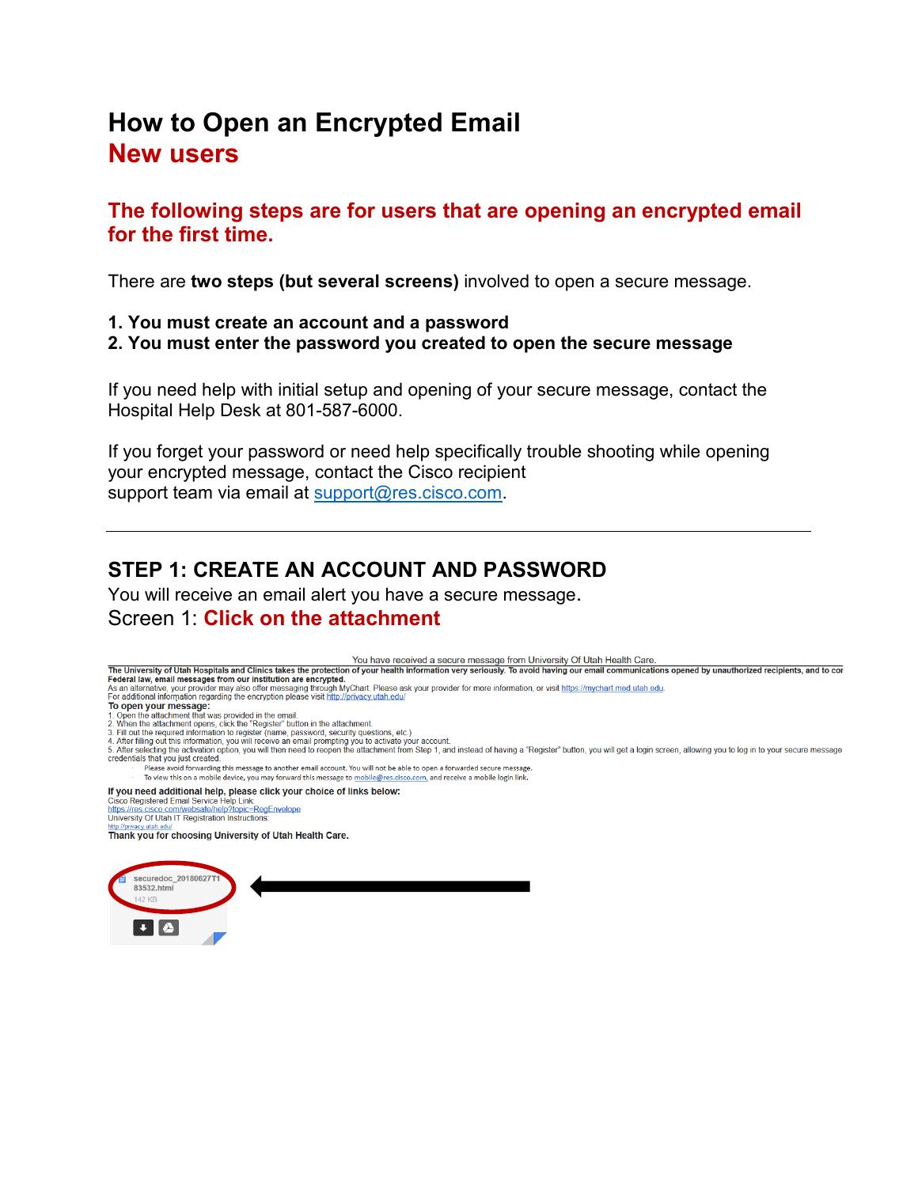# How to Open an Encrypted Email

## New users

### The following steps are for users that are opening an encrypted email for the first time.

There are **two steps (but several screens)** involved to open a secure message.

**1. You must create an account and a password**
**2. You must enter the password you created to open the secure message**

If you need help with initial setup and opening of your secure message, contact the Hospital Help Desk at 801-587-6000.

If you forget your password or need help specifically trouble shooting while opening your encrypted message, contact the Cisco recipient support team via email at support@res.cisco.com.

---

## STEP 1: CREATE AN ACCOUNT AND PASSWORD

You will receive an email alert you have a secure message.

Screen 1: **Click on the attachment**

You have received a secure message from University Of Utah Health Care.

**The University of Utah Hospitals and Clinics takes the protection of your health information very seriously. To avoid having our email communications opened by unauthorized recipients, and to cor Federal law, email messages from our institution are encrypted.**

As an alternative, your provider may also offer messaging through MyChart. Please ask your provider for more information, or visit https://mychart.med.utah.edu.

For additional information regarding the encryption please visit http://privacy.utah.edu/

**To open your message:**

1. Open the attachment that was provided in the email.
2. When the attachment opens, click the "Register" button in the attachment.
3. Fill out the required information to register (name, password, security questions, etc.)
4. After filling out this information, you will receive an email prompting you to activate your account.
5. After selecting the activation option, you will then need to reopen the attachment from Step 1, and instead of having a "Register" button, you will get a login screen, allowing you to log in to your secure message credentials that you just created.

- Please avoid forwarding this message to another email account. You will not be able to open a forwarded secure message.
- To view this on a mobile device, you may forward this message to mobile@res.cisco.com, and receive a mobile login link.

**If you need additional help, please click your choice of links below:**

Cisco Registered Email Service Help Link:
https://res.cisco.com/websafe/help?topic=RegEnvelope
University Of Utah IT Registration Instructions:
http://privacy.utah.edu/

**Thank you for choosing University of Utah Health Care.**

securedoc_20180627T183532.html
142 KB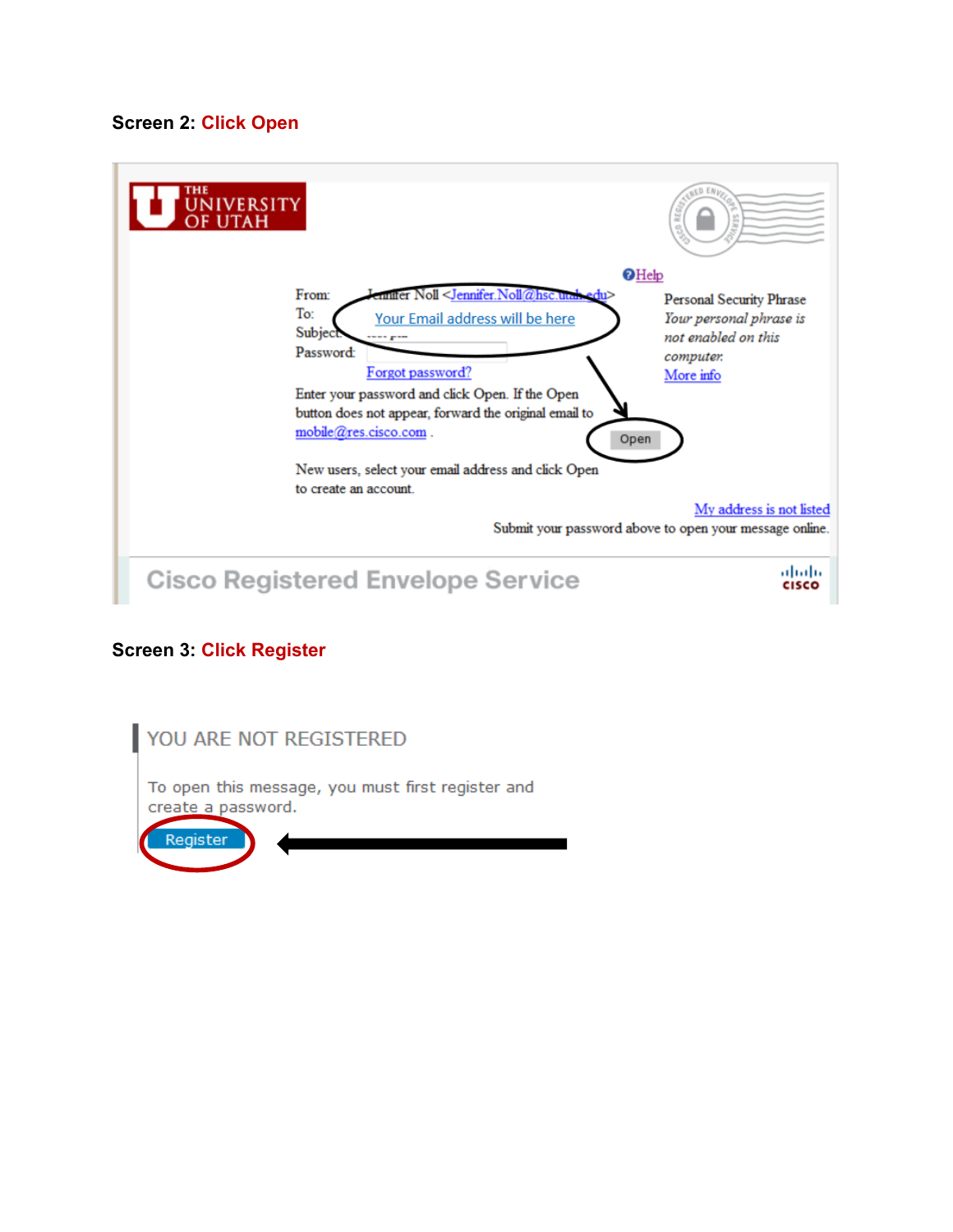**Screen 2: Click Open**

THE UNIVERSITY OF UTAH

Help

From: Jennifer Noll <Jennifer.Noll@hsc.utah.edu>

To: Your Email address will be here

Subject:

Password:

Forgot password?

Enter your password and click Open. If the Open button does not appear, forward the original email to mobile@res.cisco.com .

Open

New users, select your email address and click Open to create an account.

Personal Security Phrase

*Your personal phrase is not enabled on this computer.*

More info

My address is not listed

Submit your password above to open your message online.

Cisco Registered Envelope Service

**Screen 3: Click Register**

YOU ARE NOT REGISTERED

To open this message, you must first register and create a password.

Register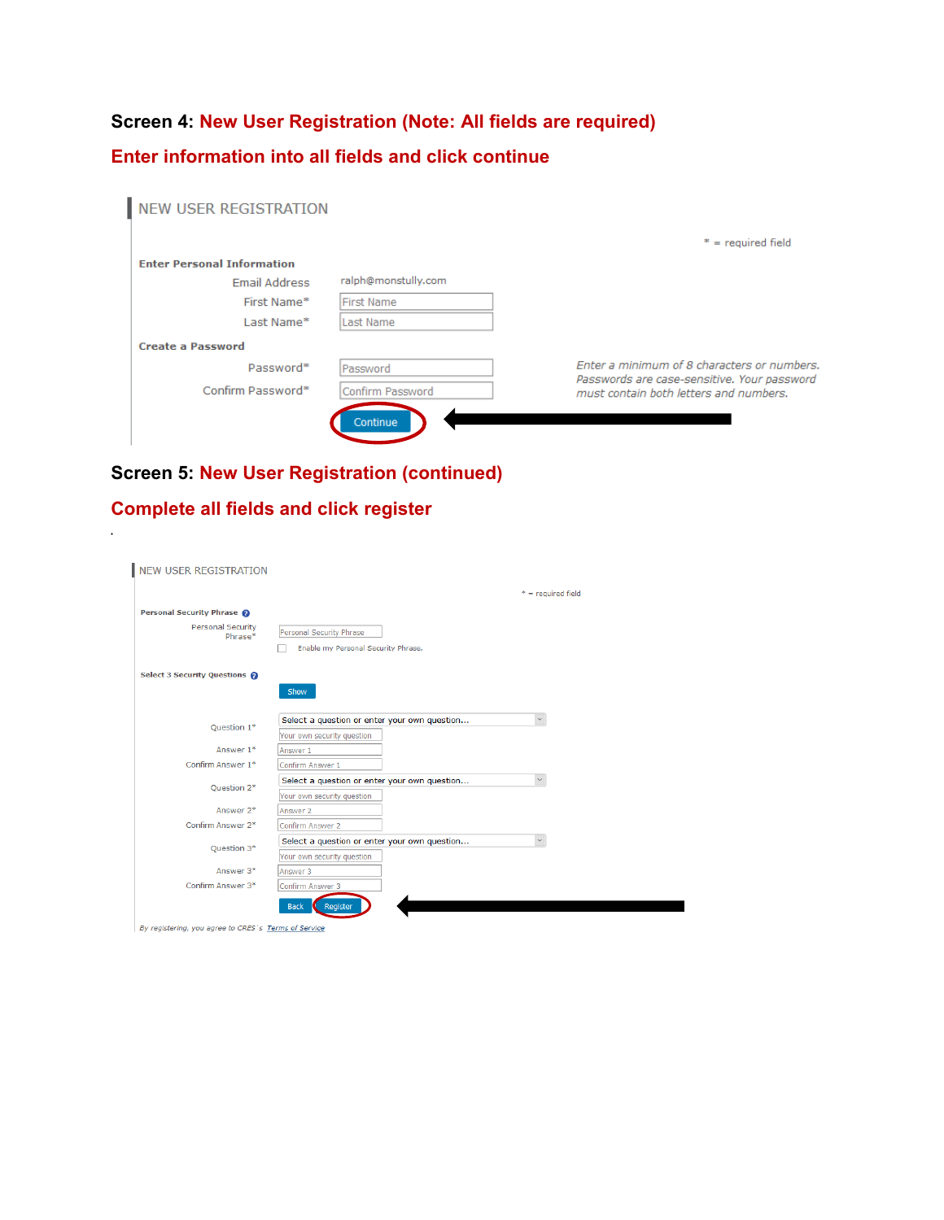**Screen 4: New User Registration (Note: All fields are required)**

**Enter information into all fields and click continue**

NEW USER REGISTRATION

* = required field

**Enter Personal Information**

Email Address: ralph@monstully.com

First Name*: First Name

Last Name*: Last Name

**Create a Password**

Password*: Password

Confirm Password*: Confirm Password

*Enter a minimum of 8 characters or numbers. Passwords are case-sensitive. Your password must contain both letters and numbers.*

Continue

**Screen 5: New User Registration (continued)**

**Complete all fields and click register**

.

NEW USER REGISTRATION

* = required field

**Personal Security Phrase**

Personal Security Phrase*: Personal Security Phrase

Enable my Personal Security Phrase.

**Select 3 Security Questions**

Show

Question 1*: Select a question or enter your own question...

Your own security question

Answer 1*: Answer 1

Confirm Answer 1*: Confirm Answer 1

Question 2*: Select a question or enter your own question...

Your own security question

Answer 2*: Answer 2

Confirm Answer 2*: Confirm Answer 2

Question 3*: Select a question or enter your own question...

Your own security question

Answer 3*: Answer 3

Confirm Answer 3*: Confirm Answer 3

Back Register

*By registering, you agree to CRES's Terms of Service*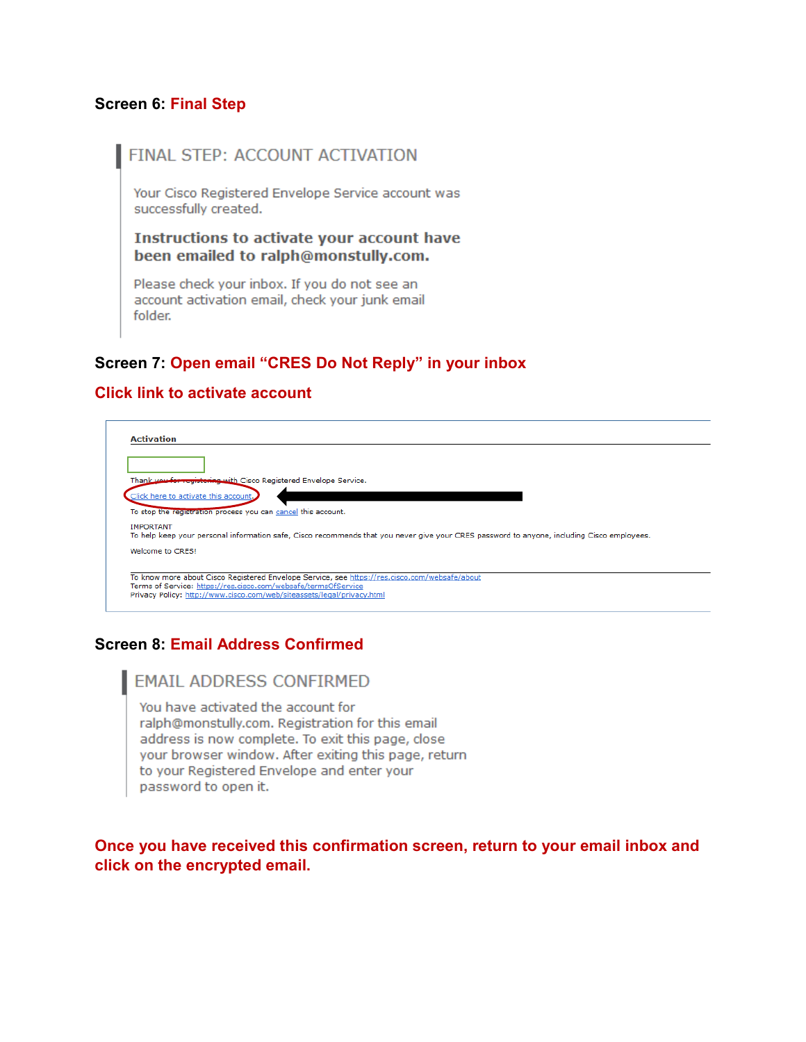### Screen 6: **Final Step**

> ## FINAL STEP: ACCOUNT ACTIVATION
>
> Your Cisco Registered Envelope Service account was successfully created.
>
> **Instructions to activate your account have been emailed to ralph@monstully.com.**
>
> Please check your inbox. If you do not see an account activation email, check your junk email folder.

### Screen 7: **Open email "CRES Do Not Reply" in your inbox**

### **Click link to activate account**

> **Activation**
>
> Thank you for registering with Cisco Registered Envelope Service.
>
> Click here to activate this account.
>
> To stop the registration process you can cancel this account.
>
> IMPORTANT
> To help keep your personal information safe, Cisco recommends that you never give your CRES password to anyone, including Cisco employees.
>
> Welcome to CRES!
>
> To know more about Cisco Registered Envelope Service, see https://res.cisco.com/websafe/about
> Terms of Service: https://res.cisco.com/websafe/termsOfService
> Privacy Policy: http://www.cisco.com/web/siteassets/legal/privacy.html

### Screen 8: **Email Address Confirmed**

> ## EMAIL ADDRESS CONFIRMED
>
> You have activated the account for ralph@monstully.com. Registration for this email address is now complete. To exit this page, close your browser window. After exiting this page, return to your Registered Envelope and enter your password to open it.

**Once you have received this confirmation screen, return to your email inbox and click on the encrypted email.**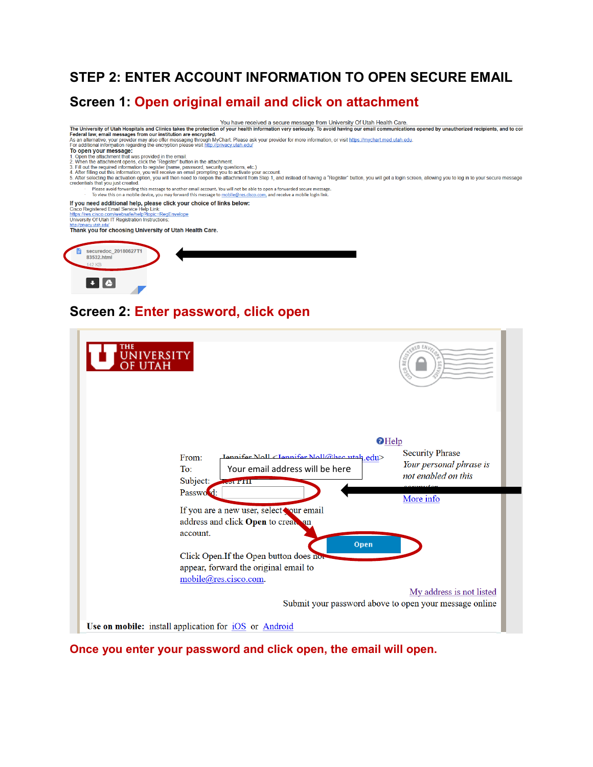## STEP 2: ENTER ACCOUNT INFORMATION TO OPEN SECURE EMAIL

### Screen 1: Open original email and click on attachment

You have received a secure message from University Of Utah Health Care.

**The University of Utah Hospitals and Clinics takes the protection of your health information very seriously. To avoid having our email communications opened by unauthorized recipients, and to cor Federal law, email messages from our institution are encrypted.**

As an alternative, your provider may also offer messaging through MyChart. Please ask your provider for more information, or visit https://mychart.med.utah.edu.
For additional information regarding the encryption please visit http://privacy.utah.edu/

**To open your message:**

1. Open the attachment that was provided in the email.
2. When the attachment opens, click the "Register" button in the attachment.
3. Fill out the required information to register (name, password, security questions, etc.)
4. After filling out this information, you will receive an email prompting you to activate your account.
5. After selecting the activation option, you will then need to reopen the attachment from Step 1, and instead of having a "Register" button, you will get a login screen, allowing you to log in to your secure message credentials that you just created.

- Please avoid forwarding this message to another email account. You will not be able to open a forwarded secure message.
- To view this on a mobile device, you may forward this message to mobile@res.cisco.com, and receive a mobile login link.

**If you need additional help, please click your choice of links below:**
Cisco Registered Email Service Help Link:
https://res.cisco.com/websafe/help?topic=RegEnvelope
University Of Utah IT Registration Instructions:
http://privacy.utah.edu/
**Thank you for choosing University of Utah Health Care.**

securedoc_20180627T1 83532.html
142 KB

### Screen 2: Enter password, click open

THE UNIVERSITY OF UTAH

Help

From: Jennifer Noll <Jennifer.Noll@hsc.utah.edu>
To: Your email address will be here
Subject: Test PHI
Password:

Security Phrase
*Your personal phrase is not enabled on this computer.*
More info

If you are a new user, select your email address and click **Open** to create an account.

Open

Click Open. If the Open button does not appear, forward the original email to mobile@res.cisco.com.

My address is not listed

Submit your password above to open your message online

**Use on mobile:** install application for iOS or Android

**Once you enter your password and click open, the email will open.**